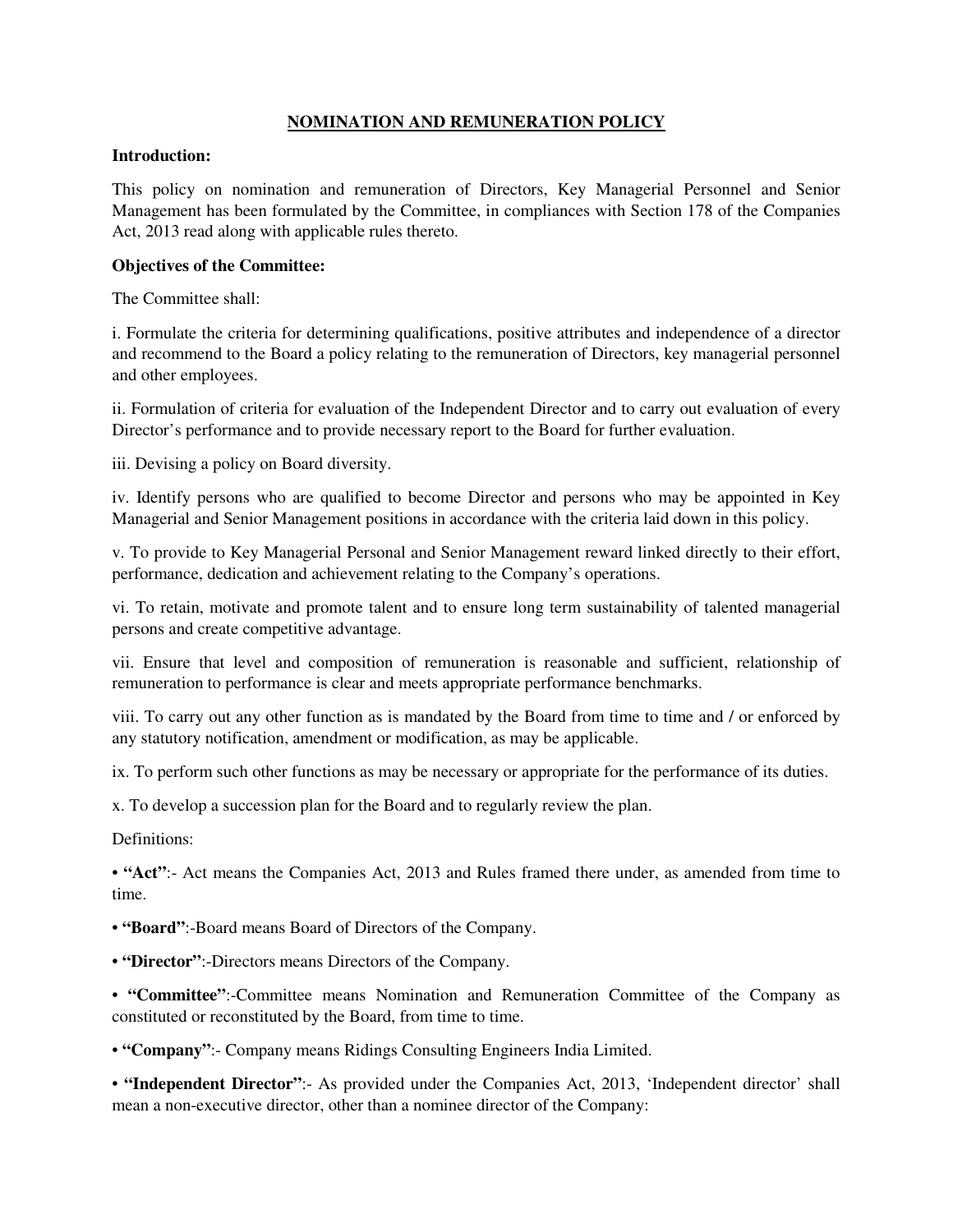# NOMINATION AND REMUNERATION POLICY

**Introduction:**

This policy on nomination and remuneration of Directors, Key Managerial Personnel and Senior Management has been formulated by the Committee, in compliances with Section 178 of the Companies Act, 2013 read along with applicable rules thereto.

**Objectives of the Committee:**

The Committee shall:

i. Formulate the criteria for determining qualifications, positive attributes and independence of a director and recommend to the Board a policy relating to the remuneration of Directors, key managerial personnel and other employees.

ii. Formulation of criteria for evaluation of the Independent Director and to carry out evaluation of every Director's performance and to provide necessary report to the Board for further evaluation.

iii. Devising a policy on Board diversity.

iv. Identify persons who are qualified to become Director and persons who may be appointed in Key Managerial and Senior Management positions in accordance with the criteria laid down in this policy.

v. To provide to Key Managerial Personal and Senior Management reward linked directly to their effort, performance, dedication and achievement relating to the Company's operations.

vi. To retain, motivate and promote talent and to ensure long term sustainability of talented managerial persons and create competitive advantage.

vii. Ensure that level and composition of remuneration is reasonable and sufficient, relationship of remuneration to performance is clear and meets appropriate performance benchmarks.

viii. To carry out any other function as is mandated by the Board from time to time and / or enforced by any statutory notification, amendment or modification, as may be applicable.

ix. To perform such other functions as may be necessary or appropriate for the performance of its duties.

x. To develop a succession plan for the Board and to regularly review the plan.

Definitions:

- **"Act"**:- Act means the Companies Act, 2013 and Rules framed there under, as amended from time to time.
- **"Board"**:-Board means Board of Directors of the Company.
- **"Director"**:-Directors means Directors of the Company.
- **"Committee"**:-Committee means Nomination and Remuneration Committee of the Company as constituted or reconstituted by the Board, from time to time.
- **"Company"**:- Company means Ridings Consulting Engineers India Limited.
- **"Independent Director"**:- As provided under the Companies Act, 2013, 'Independent director' shall mean a non-executive director, other than a nominee director of the Company: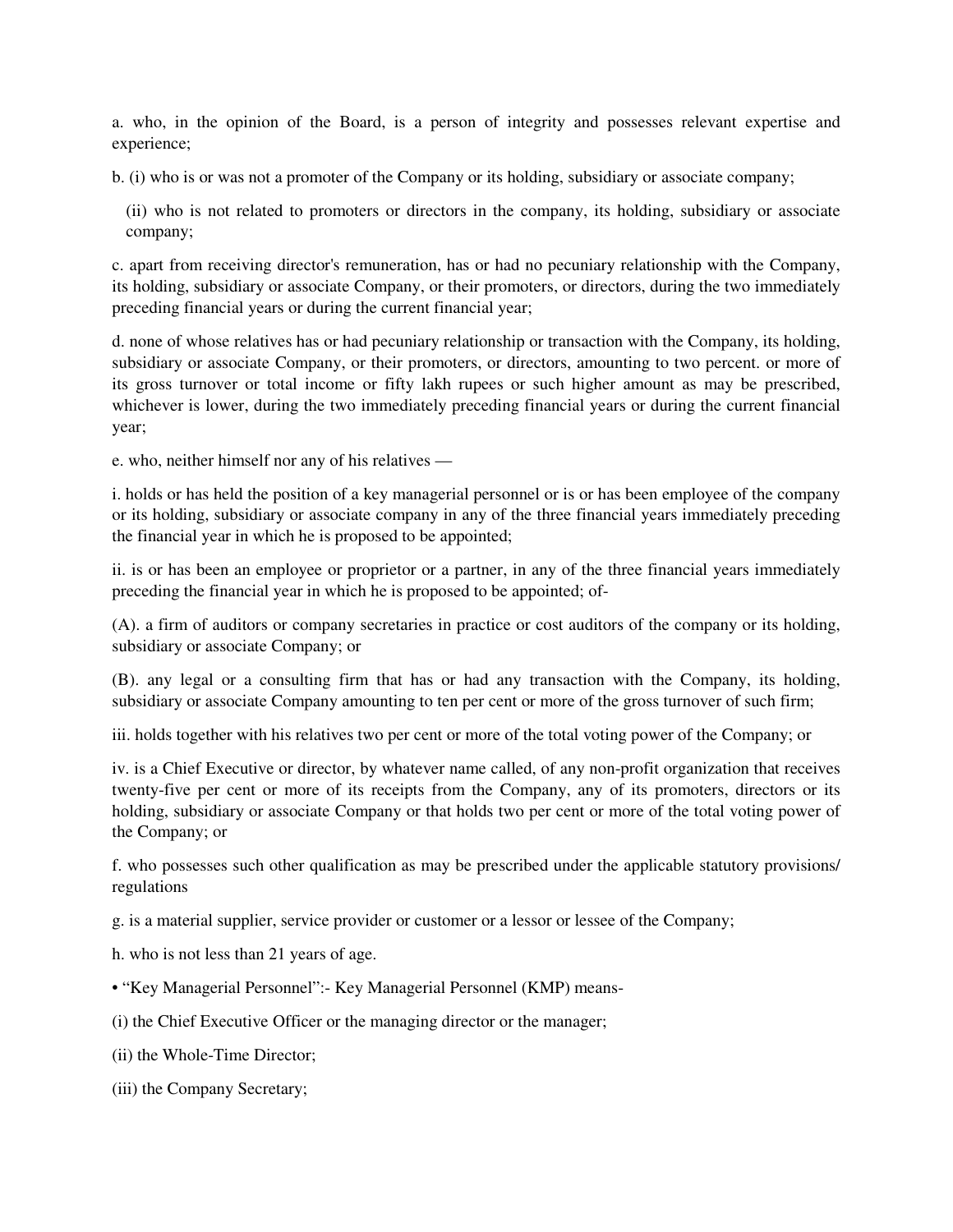a. who, in the opinion of the Board, is a person of integrity and possesses relevant expertise and experience;

b. (i) who is or was not a promoter of the Company or its holding, subsidiary or associate company;

(ii) who is not related to promoters or directors in the company, its holding, subsidiary or associate company;

c. apart from receiving director's remuneration, has or had no pecuniary relationship with the Company, its holding, subsidiary or associate Company, or their promoters, or directors, during the two immediately preceding financial years or during the current financial year;

d. none of whose relatives has or had pecuniary relationship or transaction with the Company, its holding, subsidiary or associate Company, or their promoters, or directors, amounting to two percent. or more of its gross turnover or total income or fifty lakh rupees or such higher amount as may be prescribed, whichever is lower, during the two immediately preceding financial years or during the current financial year;

e. who, neither himself nor any of his relatives —

i. holds or has held the position of a key managerial personnel or is or has been employee of the company or its holding, subsidiary or associate company in any of the three financial years immediately preceding the financial year in which he is proposed to be appointed;

ii. is or has been an employee or proprietor or a partner, in any of the three financial years immediately preceding the financial year in which he is proposed to be appointed; of-

(A). a firm of auditors or company secretaries in practice or cost auditors of the company or its holding, subsidiary or associate Company; or

(B). any legal or a consulting firm that has or had any transaction with the Company, its holding, subsidiary or associate Company amounting to ten per cent or more of the gross turnover of such firm;

iii. holds together with his relatives two per cent or more of the total voting power of the Company; or

iv. is a Chief Executive or director, by whatever name called, of any non-profit organization that receives twenty-five per cent or more of its receipts from the Company, any of its promoters, directors or its holding, subsidiary or associate Company or that holds two per cent or more of the total voting power of the Company; or

f. who possesses such other qualification as may be prescribed under the applicable statutory provisions/ regulations

g. is a material supplier, service provider or customer or a lessor or lessee of the Company;

h. who is not less than 21 years of age.

• "Key Managerial Personnel":- Key Managerial Personnel (KMP) means-

(i) the Chief Executive Officer or the managing director or the manager;

(ii) the Whole-Time Director;

(iii) the Company Secretary;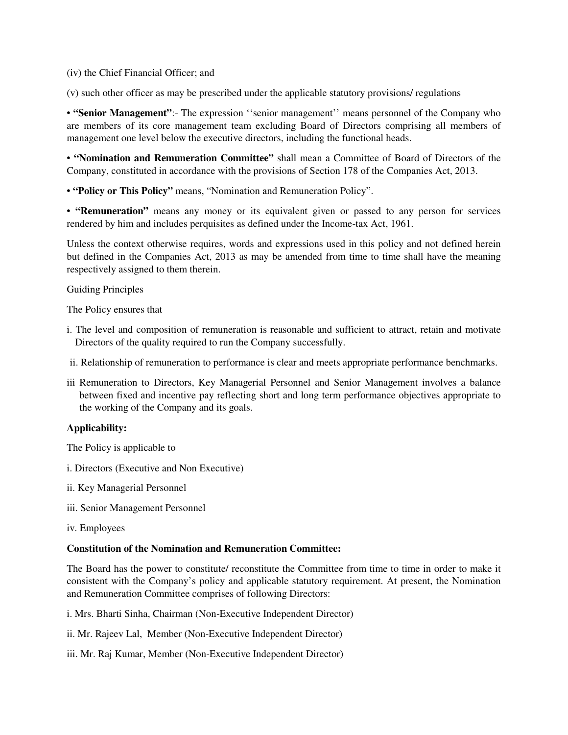(iv) the Chief Financial Officer; and

(v) such other officer as may be prescribed under the applicable statutory provisions/ regulations

• **"Senior Management"**:- The expression ''senior management'' means personnel of the Company who are members of its core management team excluding Board of Directors comprising all members of management one level below the executive directors, including the functional heads.

• **"Nomination and Remuneration Committee"** shall mean a Committee of Board of Directors of the Company, constituted in accordance with the provisions of Section 178 of the Companies Act, 2013.

• **"Policy or This Policy"** means, "Nomination and Remuneration Policy".

• **"Remuneration"** means any money or its equivalent given or passed to any person for services rendered by him and includes perquisites as defined under the Income-tax Act, 1961.

Unless the context otherwise requires, words and expressions used in this policy and not defined herein but defined in the Companies Act, 2013 as may be amended from time to time shall have the meaning respectively assigned to them therein.

Guiding Principles

The Policy ensures that

i. The level and composition of remuneration is reasonable and sufficient to attract, retain and motivate Directors of the quality required to run the Company successfully.

ii. Relationship of remuneration to performance is clear and meets appropriate performance benchmarks.

iii Remuneration to Directors, Key Managerial Personnel and Senior Management involves a balance between fixed and incentive pay reflecting short and long term performance objectives appropriate to the working of the Company and its goals.

**Applicability:**

The Policy is applicable to

i. Directors (Executive and Non Executive)

ii. Key Managerial Personnel

iii. Senior Management Personnel

iv. Employees

**Constitution of the Nomination and Remuneration Committee:**

The Board has the power to constitute/ reconstitute the Committee from time to time in order to make it consistent with the Company's policy and applicable statutory requirement. At present, the Nomination and Remuneration Committee comprises of following Directors:

i. Mrs. Bharti Sinha, Chairman (Non-Executive Independent Director)

ii. Mr. Rajeev Lal, Member (Non-Executive Independent Director)

iii. Mr. Raj Kumar, Member (Non-Executive Independent Director)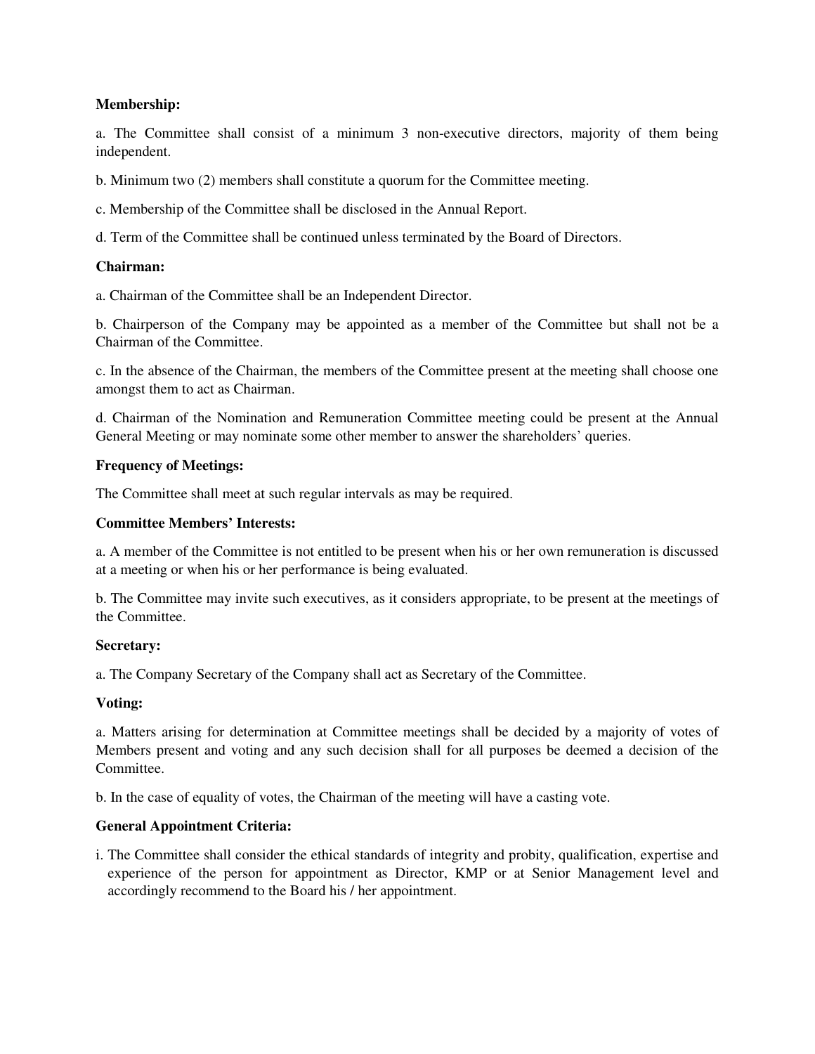**Membership:**

a. The Committee shall consist of a minimum 3 non-executive directors, majority of them being independent.

b. Minimum two (2) members shall constitute a quorum for the Committee meeting.

c. Membership of the Committee shall be disclosed in the Annual Report.

d. Term of the Committee shall be continued unless terminated by the Board of Directors.

**Chairman:**

a. Chairman of the Committee shall be an Independent Director.

b. Chairperson of the Company may be appointed as a member of the Committee but shall not be a Chairman of the Committee.

c. In the absence of the Chairman, the members of the Committee present at the meeting shall choose one amongst them to act as Chairman.

d. Chairman of the Nomination and Remuneration Committee meeting could be present at the Annual General Meeting or may nominate some other member to answer the shareholders' queries.

**Frequency of Meetings:**

The Committee shall meet at such regular intervals as may be required.

**Committee Members' Interests:**

a. A member of the Committee is not entitled to be present when his or her own remuneration is discussed at a meeting or when his or her performance is being evaluated.

b. The Committee may invite such executives, as it considers appropriate, to be present at the meetings of the Committee.

**Secretary:**

a. The Company Secretary of the Company shall act as Secretary of the Committee.

**Voting:**

a. Matters arising for determination at Committee meetings shall be decided by a majority of votes of Members present and voting and any such decision shall for all purposes be deemed a decision of the Committee.

b. In the case of equality of votes, the Chairman of the meeting will have a casting vote.

**General Appointment Criteria:**

i. The Committee shall consider the ethical standards of integrity and probity, qualification, expertise and experience of the person for appointment as Director, KMP or at Senior Management level and accordingly recommend to the Board his / her appointment.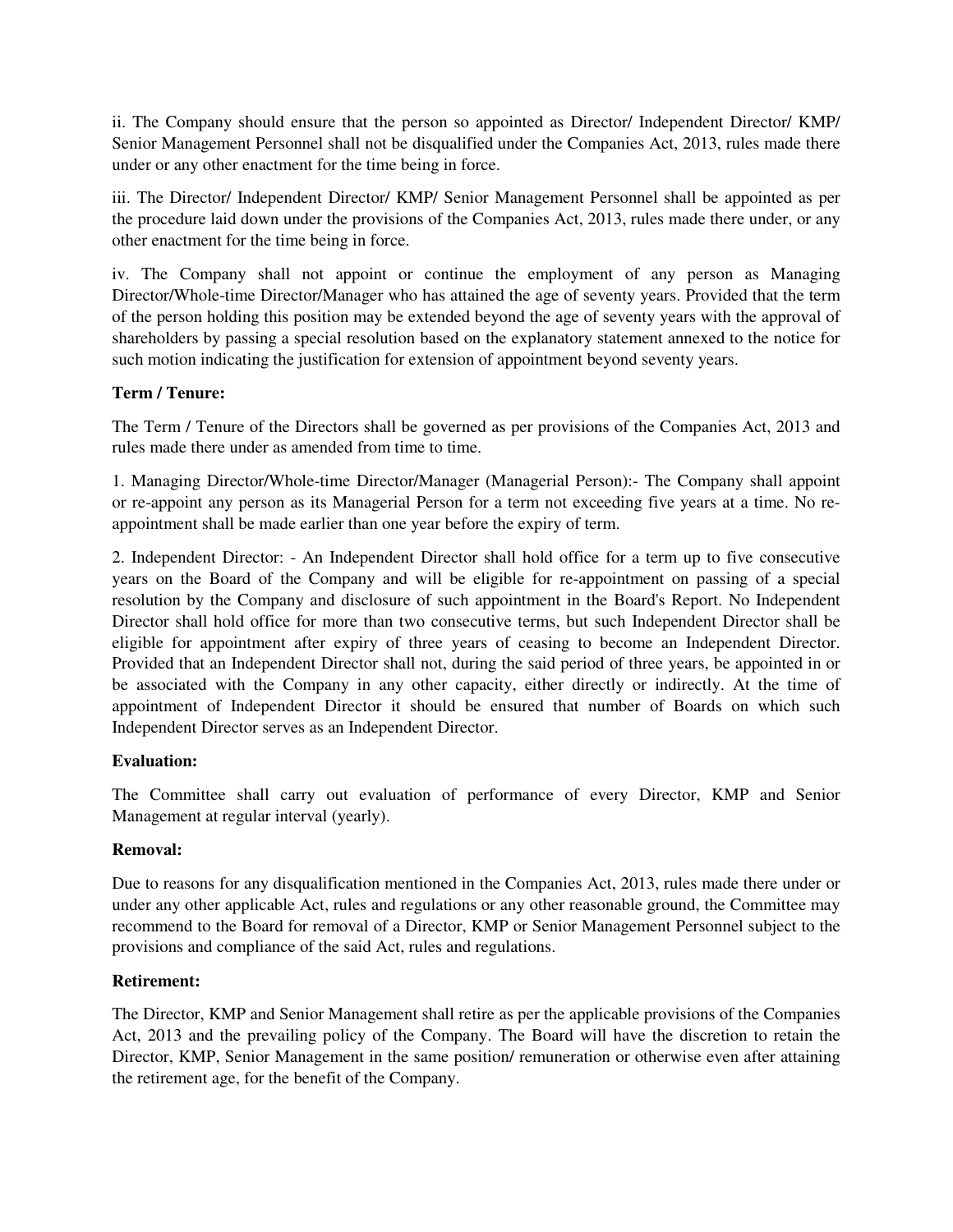ii. The Company should ensure that the person so appointed as Director/ Independent Director/ KMP/ Senior Management Personnel shall not be disqualified under the Companies Act, 2013, rules made there under or any other enactment for the time being in force.

iii. The Director/ Independent Director/ KMP/ Senior Management Personnel shall be appointed as per the procedure laid down under the provisions of the Companies Act, 2013, rules made there under, or any other enactment for the time being in force.

iv. The Company shall not appoint or continue the employment of any person as Managing Director/Whole-time Director/Manager who has attained the age of seventy years. Provided that the term of the person holding this position may be extended beyond the age of seventy years with the approval of shareholders by passing a special resolution based on the explanatory statement annexed to the notice for such motion indicating the justification for extension of appointment beyond seventy years.

**Term / Tenure:**

The Term / Tenure of the Directors shall be governed as per provisions of the Companies Act, 2013 and rules made there under as amended from time to time.

1. Managing Director/Whole-time Director/Manager (Managerial Person):- The Company shall appoint or re-appoint any person as its Managerial Person for a term not exceeding five years at a time. No re-appointment shall be made earlier than one year before the expiry of term.

2. Independent Director: - An Independent Director shall hold office for a term up to five consecutive years on the Board of the Company and will be eligible for re-appointment on passing of a special resolution by the Company and disclosure of such appointment in the Board's Report. No Independent Director shall hold office for more than two consecutive terms, but such Independent Director shall be eligible for appointment after expiry of three years of ceasing to become an Independent Director. Provided that an Independent Director shall not, during the said period of three years, be appointed in or be associated with the Company in any other capacity, either directly or indirectly. At the time of appointment of Independent Director it should be ensured that number of Boards on which such Independent Director serves as an Independent Director.

**Evaluation:**

The Committee shall carry out evaluation of performance of every Director, KMP and Senior Management at regular interval (yearly).

**Removal:**

Due to reasons for any disqualification mentioned in the Companies Act, 2013, rules made there under or under any other applicable Act, rules and regulations or any other reasonable ground, the Committee may recommend to the Board for removal of a Director, KMP or Senior Management Personnel subject to the provisions and compliance of the said Act, rules and regulations.

**Retirement:**

The Director, KMP and Senior Management shall retire as per the applicable provisions of the Companies Act, 2013 and the prevailing policy of the Company. The Board will have the discretion to retain the Director, KMP, Senior Management in the same position/ remuneration or otherwise even after attaining the retirement age, for the benefit of the Company.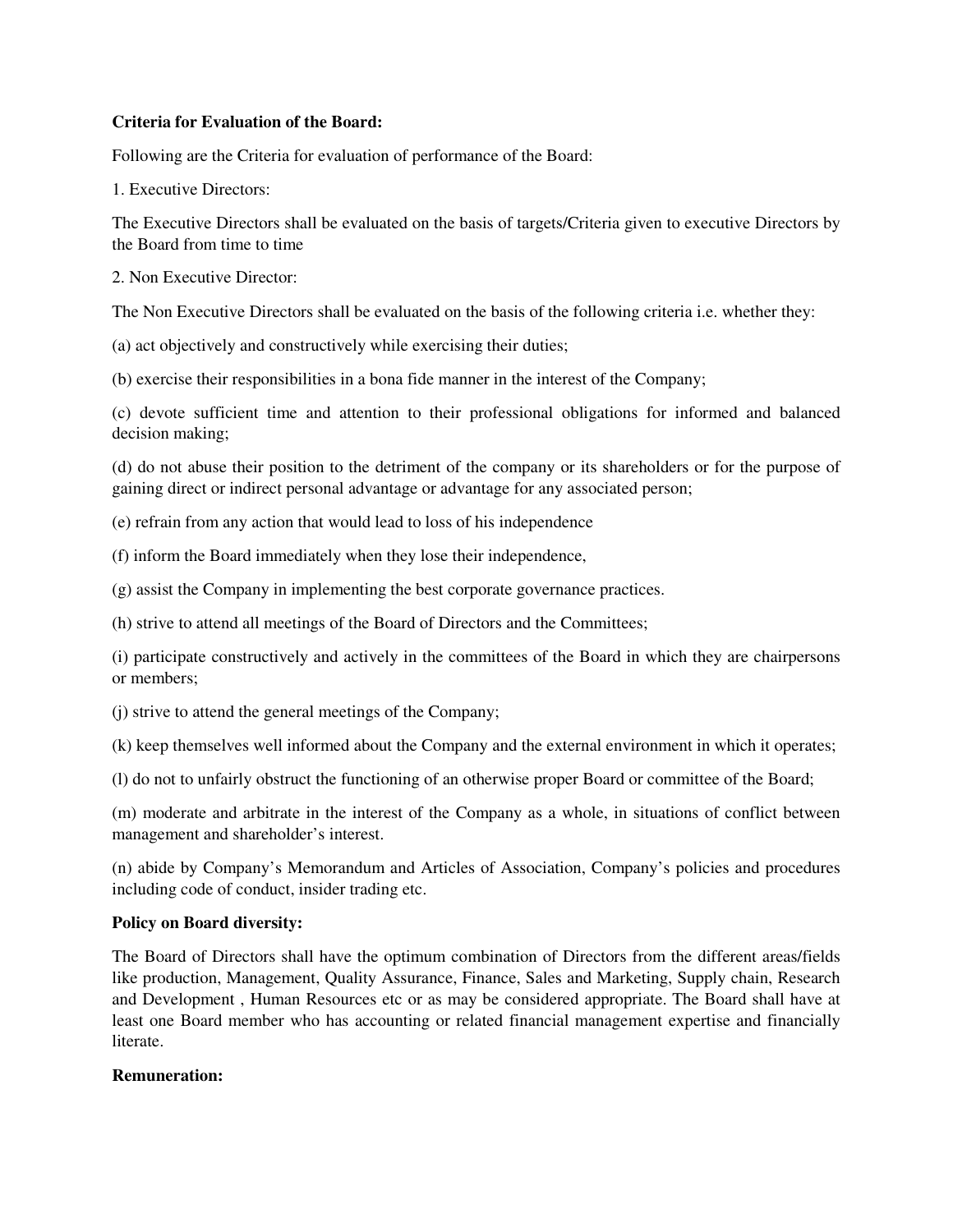**Criteria for Evaluation of the Board:**

Following are the Criteria for evaluation of performance of the Board:

1. Executive Directors:

The Executive Directors shall be evaluated on the basis of targets/Criteria given to executive Directors by the Board from time to time

2. Non Executive Director:

The Non Executive Directors shall be evaluated on the basis of the following criteria i.e. whether they:

(a) act objectively and constructively while exercising their duties;

(b) exercise their responsibilities in a bona fide manner in the interest of the Company;

(c) devote sufficient time and attention to their professional obligations for informed and balanced decision making;

(d) do not abuse their position to the detriment of the company or its shareholders or for the purpose of gaining direct or indirect personal advantage or advantage for any associated person;

(e) refrain from any action that would lead to loss of his independence

(f) inform the Board immediately when they lose their independence,

(g) assist the Company in implementing the best corporate governance practices.

(h) strive to attend all meetings of the Board of Directors and the Committees;

(i) participate constructively and actively in the committees of the Board in which they are chairpersons or members;

(j) strive to attend the general meetings of the Company;

(k) keep themselves well informed about the Company and the external environment in which it operates;

(l) do not to unfairly obstruct the functioning of an otherwise proper Board or committee of the Board;

(m) moderate and arbitrate in the interest of the Company as a whole, in situations of conflict between management and shareholder's interest.

(n) abide by Company's Memorandum and Articles of Association, Company's policies and procedures including code of conduct, insider trading etc.

**Policy on Board diversity:**

The Board of Directors shall have the optimum combination of Directors from the different areas/fields like production, Management, Quality Assurance, Finance, Sales and Marketing, Supply chain, Research and Development , Human Resources etc or as may be considered appropriate. The Board shall have at least one Board member who has accounting or related financial management expertise and financially literate.

**Remuneration:**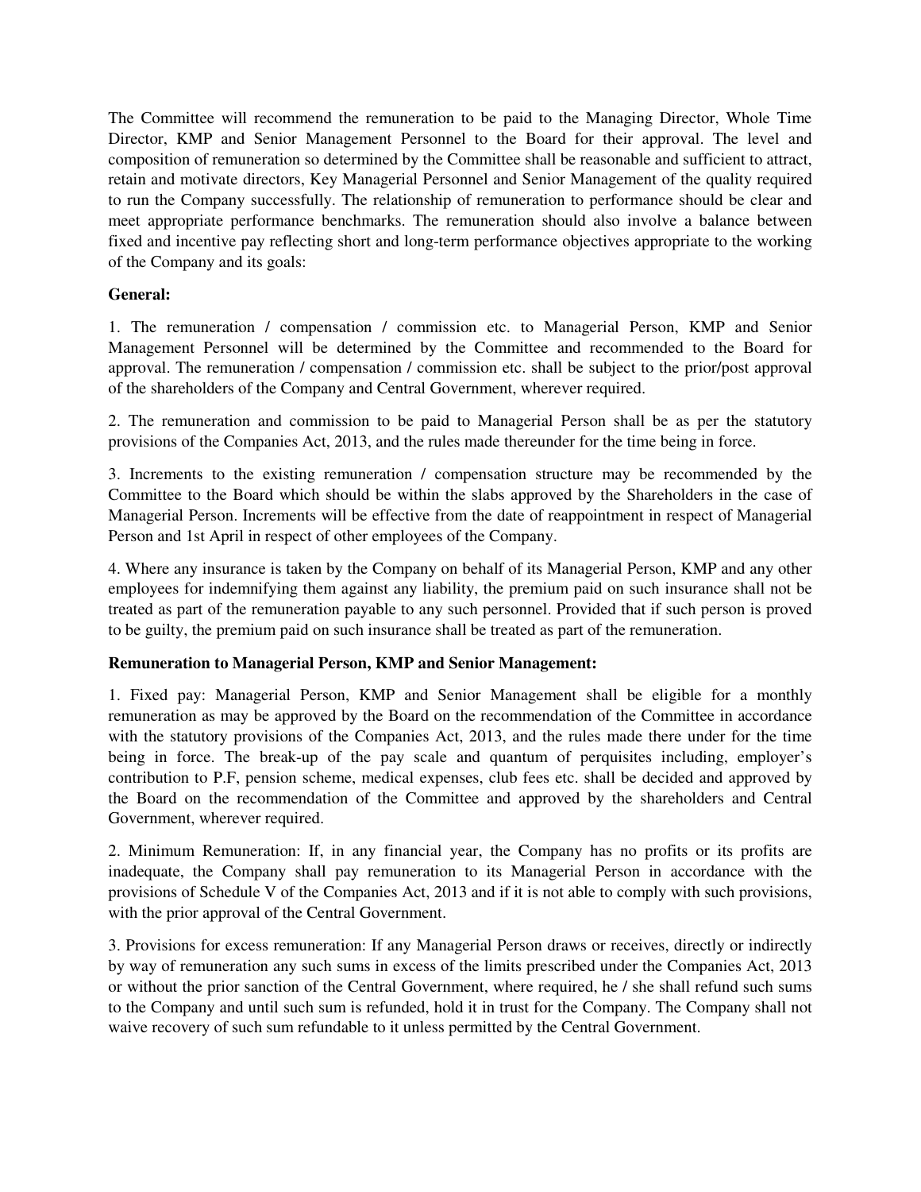The Committee will recommend the remuneration to be paid to the Managing Director, Whole Time Director, KMP and Senior Management Personnel to the Board for their approval. The level and composition of remuneration so determined by the Committee shall be reasonable and sufficient to attract, retain and motivate directors, Key Managerial Personnel and Senior Management of the quality required to run the Company successfully. The relationship of remuneration to performance should be clear and meet appropriate performance benchmarks. The remuneration should also involve a balance between fixed and incentive pay reflecting short and long-term performance objectives appropriate to the working of the Company and its goals:

**General:**

1. The remuneration / compensation / commission etc. to Managerial Person, KMP and Senior Management Personnel will be determined by the Committee and recommended to the Board for approval. The remuneration / compensation / commission etc. shall be subject to the prior/post approval of the shareholders of the Company and Central Government, wherever required.

2. The remuneration and commission to be paid to Managerial Person shall be as per the statutory provisions of the Companies Act, 2013, and the rules made thereunder for the time being in force.

3. Increments to the existing remuneration / compensation structure may be recommended by the Committee to the Board which should be within the slabs approved by the Shareholders in the case of Managerial Person. Increments will be effective from the date of reappointment in respect of Managerial Person and 1st April in respect of other employees of the Company.

4. Where any insurance is taken by the Company on behalf of its Managerial Person, KMP and any other employees for indemnifying them against any liability, the premium paid on such insurance shall not be treated as part of the remuneration payable to any such personnel. Provided that if such person is proved to be guilty, the premium paid on such insurance shall be treated as part of the remuneration.

**Remuneration to Managerial Person, KMP and Senior Management:**

1. Fixed pay: Managerial Person, KMP and Senior Management shall be eligible for a monthly remuneration as may be approved by the Board on the recommendation of the Committee in accordance with the statutory provisions of the Companies Act, 2013, and the rules made there under for the time being in force. The break-up of the pay scale and quantum of perquisites including, employer's contribution to P.F, pension scheme, medical expenses, club fees etc. shall be decided and approved by the Board on the recommendation of the Committee and approved by the shareholders and Central Government, wherever required.

2. Minimum Remuneration: If, in any financial year, the Company has no profits or its profits are inadequate, the Company shall pay remuneration to its Managerial Person in accordance with the provisions of Schedule V of the Companies Act, 2013 and if it is not able to comply with such provisions, with the prior approval of the Central Government.

3. Provisions for excess remuneration: If any Managerial Person draws or receives, directly or indirectly by way of remuneration any such sums in excess of the limits prescribed under the Companies Act, 2013 or without the prior sanction of the Central Government, where required, he / she shall refund such sums to the Company and until such sum is refunded, hold it in trust for the Company. The Company shall not waive recovery of such sum refundable to it unless permitted by the Central Government.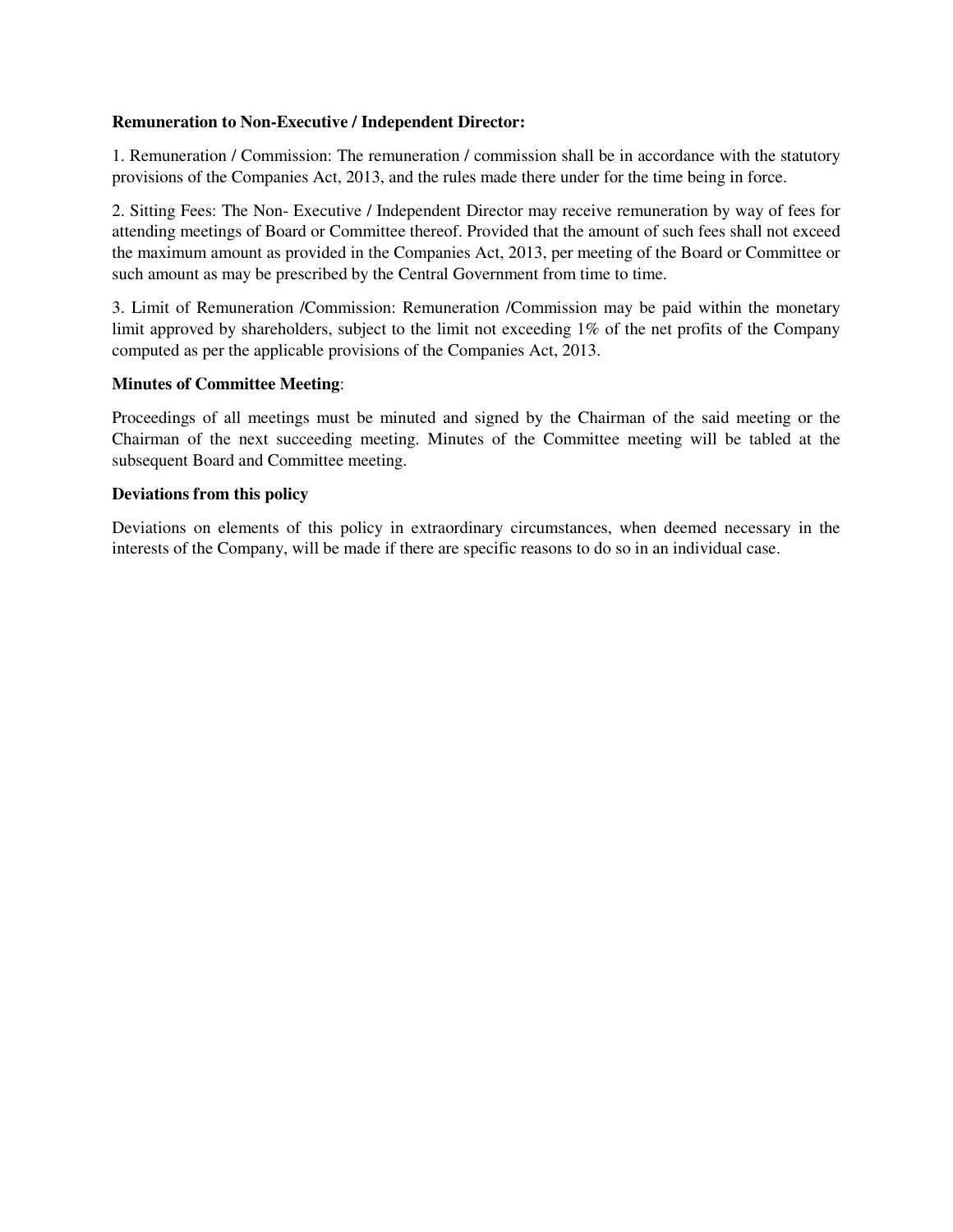**Remuneration to Non-Executive / Independent Director:**

1. Remuneration / Commission: The remuneration / commission shall be in accordance with the statutory provisions of the Companies Act, 2013, and the rules made there under for the time being in force.

2. Sitting Fees: The Non- Executive / Independent Director may receive remuneration by way of fees for attending meetings of Board or Committee thereof. Provided that the amount of such fees shall not exceed the maximum amount as provided in the Companies Act, 2013, per meeting of the Board or Committee or such amount as may be prescribed by the Central Government from time to time.

3. Limit of Remuneration /Commission: Remuneration /Commission may be paid within the monetary limit approved by shareholders, subject to the limit not exceeding 1% of the net profits of the Company computed as per the applicable provisions of the Companies Act, 2013.

**Minutes of Committee Meeting**:

Proceedings of all meetings must be minuted and signed by the Chairman of the said meeting or the Chairman of the next succeeding meeting. Minutes of the Committee meeting will be tabled at the subsequent Board and Committee meeting.

**Deviations from this policy**

Deviations on elements of this policy in extraordinary circumstances, when deemed necessary in the interests of the Company, will be made if there are specific reasons to do so in an individual case.